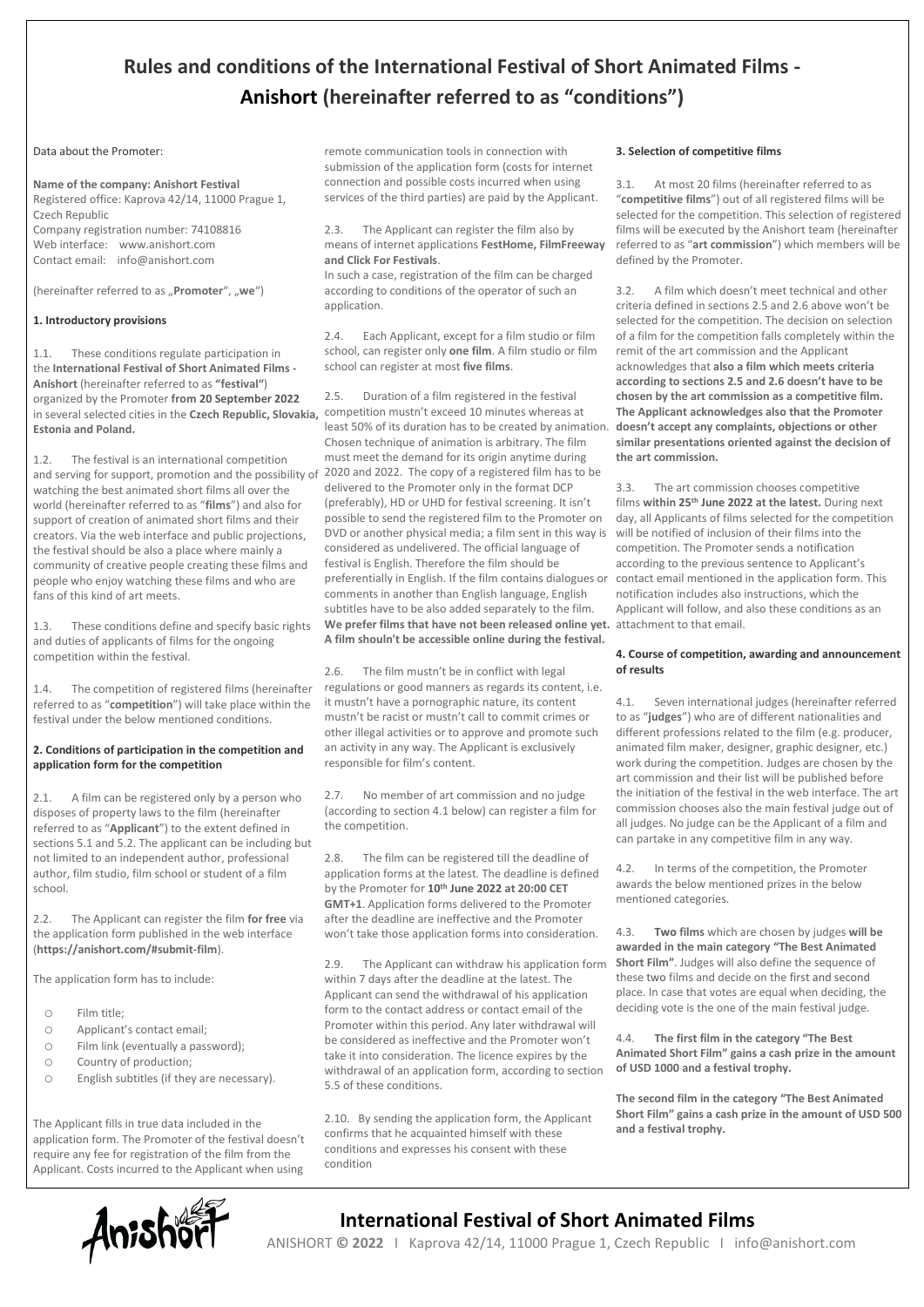# Rules and conditions of the International Festival of Short Animated Films - Anishort (hereinafter referred to as "conditions")

Data about the Promoter:

**Name of the company: Anishort Festival**
Registered office: Kaprova 42/14, 11000 Prague 1, Czech Republic
Company registration number: 74108816
Web interface: www.anishort.com
Contact email: info@anishort.com

(hereinafter referred to as „**Promoter**", „**we**")

**1. Introductory provisions**

1.1. These conditions regulate participation in the **International Festival of Short Animated Films - Anishort** (hereinafter referred to as **"festival"**) organized by the Promoter **from 20 September 2022** in several selected cities in the **Czech Republic, Slovakia, Estonia and Poland.**

1.2. The festival is an international competition and serving for support, promotion and the possibility of watching the best animated short films all over the world (hereinafter referred to as "**films**") and also for support of creation of animated short films and their creators. Via the web interface and public projections, the festival should be also a place where mainly a community of creative people creating these films and people who enjoy watching these films and who are fans of this kind of art meets.

1.3. These conditions define and specify basic rights and duties of applicants of films for the ongoing competition within the festival.

1.4. The competition of registered films (hereinafter referred to as "**competition**") will take place within the festival under the below mentioned conditions.

**2. Conditions of participation in the competition and application form for the competition**

2.1. A film can be registered only by a person who disposes of property laws to the film (hereinafter referred to as "**Applicant**") to the extent defined in sections 5.1 and 5.2. The applicant can be including but not limited to an independent author, professional author, film studio, film school or student of a film school.

2.2. The Applicant can register the film **for free** via the application form published in the web interface (**https://anishort.com/#submit-film**).

The application form has to include:

- Film title;
- Applicant's contact email;
- Film link (eventually a password);
- Country of production;
- English subtitles (if they are necessary).

The Applicant fills in true data included in the application form. The Promoter of the festival doesn't require any fee for registration of the film from the Applicant. Costs incurred to the Applicant when using remote communication tools in connection with submission of the application form (costs for internet connection and possible costs incurred when using services of the third parties) are paid by the Applicant.

2.3. The Applicant can register the film also by means of internet applications **FestHome, FilmFreeway and Click For Festivals**.
In such a case, registration of the film can be charged according to conditions of the operator of such an application.

2.4. Each Applicant, except for a film studio or film school, can register only **one film**. A film studio or film school can register at most **five films**.

2.5. Duration of a film registered in the festival competition mustn't exceed 10 minutes whereas at least 50% of its duration has to be created by animation. Chosen technique of animation is arbitrary. The film must meet the demand for its origin anytime during 2020 and 2022. The copy of a registered film has to be delivered to the Promoter only in the format DCP (preferably), HD or UHD for festival screening. It isn't possible to send the registered film to the Promoter on DVD or another physical media; a film sent in this way is considered as undelivered. The official language of festival is English. Therefore the film should be preferentially in English. If the film contains dialogues or comments in another than English language, English subtitles have to be also added separately to the film. **We prefer films that have not been released online yet. A film shouln't be accessible online during the festival.**

2.6. The film mustn't be in conflict with legal regulations or good manners as regards its content, i.e. it mustn't have a pornographic nature, its content mustn't be racist or mustn't call to commit crimes or other illegal activities or to approve and promote such an activity in any way. The Applicant is exclusively responsible for film's content.

2.7. No member of art commission and no judge (according to section 4.1 below) can register a film for the competition.

2.8. The film can be registered till the deadline of application forms at the latest. The deadline is defined by the Promoter for **10th June 2022 at 20:00 CET GMT+1**. Application forms delivered to the Promoter after the deadline are ineffective and the Promoter won't take those application forms into consideration.

2.9. The Applicant can withdraw his application form within 7 days after the deadline at the latest. The Applicant can send the withdrawal of his application form to the contact address or contact email of the Promoter within this period. Any later withdrawal will be considered as ineffective and the Promoter won't take it into consideration. The licence expires by the withdrawal of an application form, according to section 5.5 of these conditions.

2.10. By sending the application form, the Applicant confirms that he acquainted himself with these conditions and expresses his consent with these condition

**3. Selection of competitive films**

3.1. At most 20 films (hereinafter referred to as "**competitive films**") out of all registered films will be selected for the competition. This selection of registered films will be executed by the Anishort team (hereinafter referred to as "**art commission**") which members will be defined by the Promoter.

3.2. A film which doesn't meet technical and other criteria defined in sections 2.5 and 2.6 above won't be selected for the competition. The decision on selection of a film for the competition falls completely within the remit of the art commission and the Applicant acknowledges that **also a film which meets criteria according to sections 2.5 and 2.6 doesn't have to be chosen by the art commission as a competitive film. The Applicant acknowledges also that the Promoter doesn't accept any complaints, objections or other similar presentations oriented against the decision of the art commission.**

3.3. The art commission chooses competitive films **within 25th June 2022 at the latest.** During next day, all Applicants of films selected for the competition will be notified of inclusion of their films into the competition. The Promoter sends a notification according to the previous sentence to Applicant's contact email mentioned in the application form. This notification includes also instructions, which the Applicant will follow, and also these conditions as an attachment to that email.

**4. Course of competition, awarding and announcement of results**

4.1. Seven international judges (hereinafter referred to as "**judges**") who are of different nationalities and different professions related to the film (e.g. producer, animated film maker, designer, graphic designer, etc.) work during the competition. Judges are chosen by the art commission and their list will be published before the initiation of the festival in the web interface. The art commission chooses also the main festival judge out of all judges. No judge can be the Applicant of a film and can partake in any competitive film in any way.

4.2. In terms of the competition, the Promoter awards the below mentioned prizes in the below mentioned categories.

4.3. **Two films** which are chosen by judges **will be awarded in the main category "The Best Animated Short Film"**. Judges will also define the sequence of these two films and decide on the first and second place. In case that votes are equal when deciding, the deciding vote is the one of the main festival judge.

4.4. **The first film in the category "The Best Animated Short Film" gains a cash prize in the amount of USD 1000 and a festival trophy.**

**The second film in the category "The Best Animated Short Film" gains a cash prize in the amount of USD 500 and a festival trophy.**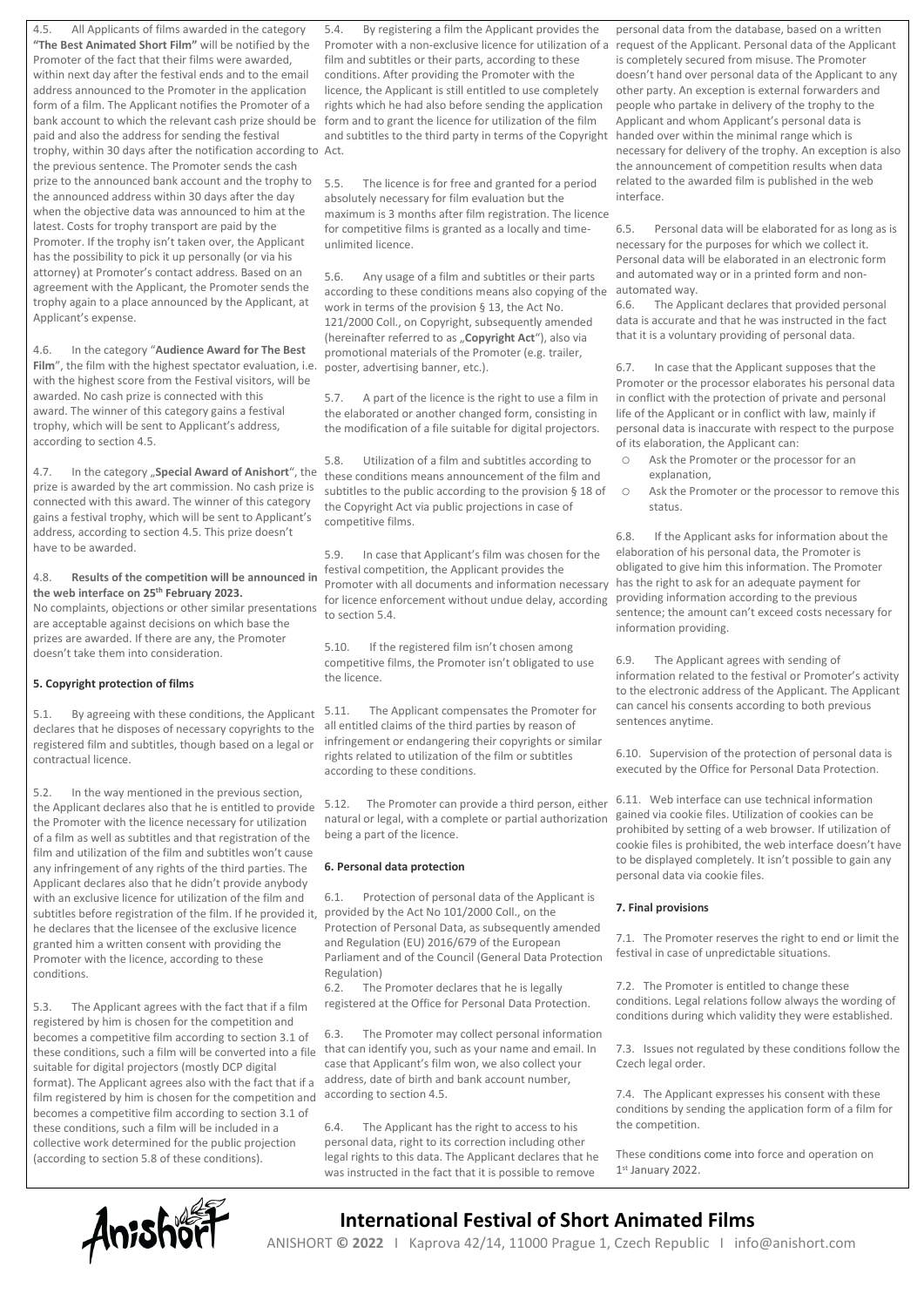4.5. All Applicants of films awarded in the category **"The Best Animated Short Film"** will be notified by the Promoter of the fact that their films were awarded, within next day after the festival ends and to the email address announced to the Promoter in the application form of a film. The Applicant notifies the Promoter of a bank account to which the relevant cash prize should be paid and also the address for sending the festival trophy, within 30 days after the notification according to the previous sentence. The Promoter sends the cash prize to the announced bank account and the trophy to the announced address within 30 days after the day when the objective data was announced to him at the latest. Costs for trophy transport are paid by the Promoter. If the trophy isn't taken over, the Applicant has the possibility to pick it up personally (or via his attorney) at Promoter's contact address. Based on an agreement with the Applicant, the Promoter sends the trophy again to a place announced by the Applicant, at Applicant's expense.

4.6. In the category "**Audience Award for The Best Film**", the film with the highest spectator evaluation, i.e. with the highest score from the Festival visitors, will be awarded. No cash prize is connected with this award. The winner of this category gains a festival trophy, which will be sent to Applicant's address, according to section 4.5.

4.7. In the category „**Special Award of Anishort**", the prize is awarded by the art commission. No cash prize is connected with this award. The winner of this category gains a festival trophy, which will be sent to Applicant's address, according to section 4.5. This prize doesn't have to be awarded.

4.8. **Results of the competition will be announced in the web interface on 25th February 2023.**
No complaints, objections or other similar presentations are acceptable against decisions on which base the prizes are awarded. If there are any, the Promoter doesn't take them into consideration.

## 5. Copyright protection of films

5.1. By agreeing with these conditions, the Applicant declares that he disposes of necessary copyrights to the registered film and subtitles, though based on a legal or contractual licence.

5.2. In the way mentioned in the previous section, the Applicant declares also that he is entitled to provide the Promoter with the licence necessary for utilization of a film as well as subtitles and that registration of the film and utilization of the film and subtitles won't cause any infringement of any rights of the third parties. The Applicant declares also that he didn't provide anybody with an exclusive licence for utilization of the film and subtitles before registration of the film. If he provided it, he declares that the licensee of the exclusive licence granted him a written consent with providing the Promoter with the licence, according to these conditions.

5.3. The Applicant agrees with the fact that if a film registered by him is chosen for the competition and becomes a competitive film according to section 3.1 of these conditions, such a film will be converted into a file suitable for digital projectors (mostly DCP digital format). The Applicant agrees also with the fact that if a film registered by him is chosen for the competition and becomes a competitive film according to section 3.1 of these conditions, such a film will be included in a collective work determined for the public projection (according to section 5.8 of these conditions).

5.4. By registering a film the Applicant provides the Promoter with a non-exclusive licence for utilization of a film and subtitles or their parts, according to these conditions. After providing the Promoter with the licence, the Applicant is still entitled to use completely rights which he had also before sending the application form and to grant the licence for utilization of the film and subtitles to the third party in terms of the Copyright Act.

5.5. The licence is for free and granted for a period absolutely necessary for film evaluation but the maximum is 3 months after film registration. The licence for competitive films is granted as a locally and time-unlimited licence.

5.6. Any usage of a film and subtitles or their parts according to these conditions means also copying of the work in terms of the provision § 13, the Act No. 121/2000 Coll., on Copyright, subsequently amended (hereinafter referred to as „**Copyright Act**"), also via promotional materials of the Promoter (e.g. trailer, poster, advertising banner, etc.).

5.7. A part of the licence is the right to use a film in the elaborated or another changed form, consisting in the modification of a file suitable for digital projectors.

5.8. Utilization of a film and subtitles according to these conditions means announcement of the film and subtitles to the public according to the provision § 18 of the Copyright Act via public projections in case of competitive films.

5.9. In case that Applicant's film was chosen for the festival competition, the Applicant provides the Promoter with all documents and information necessary for licence enforcement without undue delay, according to section 5.4.

5.10. If the registered film isn't chosen among competitive films, the Promoter isn't obligated to use the licence.

5.11. The Applicant compensates the Promoter for all entitled claims of the third parties by reason of infringement or endangering their copyrights or similar rights related to utilization of the film or subtitles according to these conditions.

5.12. The Promoter can provide a third person, either natural or legal, with a complete or partial authorization being a part of the licence.

## 6. Personal data protection

6.1. Protection of personal data of the Applicant is provided by the Act No 101/2000 Coll., on the Protection of Personal Data, as subsequently amended and Regulation (EU) 2016/679 of the European Parliament and of the Council (General Data Protection Regulation)
6.2. The Promoter declares that he is legally registered at the Office for Personal Data Protection.

6.3. The Promoter may collect personal information that can identify you, such as your name and email. In case that Applicant's film won, we also collect your address, date of birth and bank account number, according to section 4.5.

6.4. The Applicant has the right to access to his personal data, right to its correction including other legal rights to this data. The Applicant declares that he was instructed in the fact that it is possible to remove personal data from the database, based on a written request of the Applicant. Personal data of the Applicant is completely secured from misuse. The Promoter doesn't hand over personal data of the Applicant to any other party. An exception is external forwarders and people who partake in delivery of the trophy to the Applicant and whom Applicant's personal data is handed over within the minimal range which is necessary for delivery of the trophy. An exception is also the announcement of competition results when data related to the awarded film is published in the web interface.

6.5. Personal data will be elaborated for as long as is necessary for the purposes for which we collect it. Personal data will be elaborated in an electronic form and automated way or in a printed form and non-automated way.
6.6. The Applicant declares that provided personal data is accurate and that he was instructed in the fact that it is a voluntary providing of personal data.

6.7. In case that the Applicant supposes that the Promoter or the processor elaborates his personal data in conflict with the protection of private and personal life of the Applicant or in conflict with law, mainly if personal data is inaccurate with respect to the purpose of its elaboration, the Applicant can:

- Ask the Promoter or the processor for an explanation,
- Ask the Promoter or the processor to remove this status.

6.8. If the Applicant asks for information about the elaboration of his personal data, the Promoter is obligated to give him this information. The Promoter has the right to ask for an adequate payment for providing information according to the previous sentence; the amount can't exceed costs necessary for information providing.

6.9. The Applicant agrees with sending of information related to the festival or Promoter's activity to the electronic address of the Applicant. The Applicant can cancel his consents according to both previous sentences anytime.

6.10. Supervision of the protection of personal data is executed by the Office for Personal Data Protection.

6.11. Web interface can use technical information gained via cookie files. Utilization of cookies can be prohibited by setting of a web browser. If utilization of cookie files is prohibited, the web interface doesn't have to be displayed completely. It isn't possible to gain any personal data via cookie files.

## 7. Final provisions

7.1. The Promoter reserves the right to end or limit the festival in case of unpredictable situations.

7.2. The Promoter is entitled to change these conditions. Legal relations follow always the wording of conditions during which validity they were established.

7.3. Issues not regulated by these conditions follow the Czech legal order.

7.4. The Applicant expresses his consent with these conditions by sending the application form of a film for the competition.

These conditions come into force and operation on 1st January 2022.